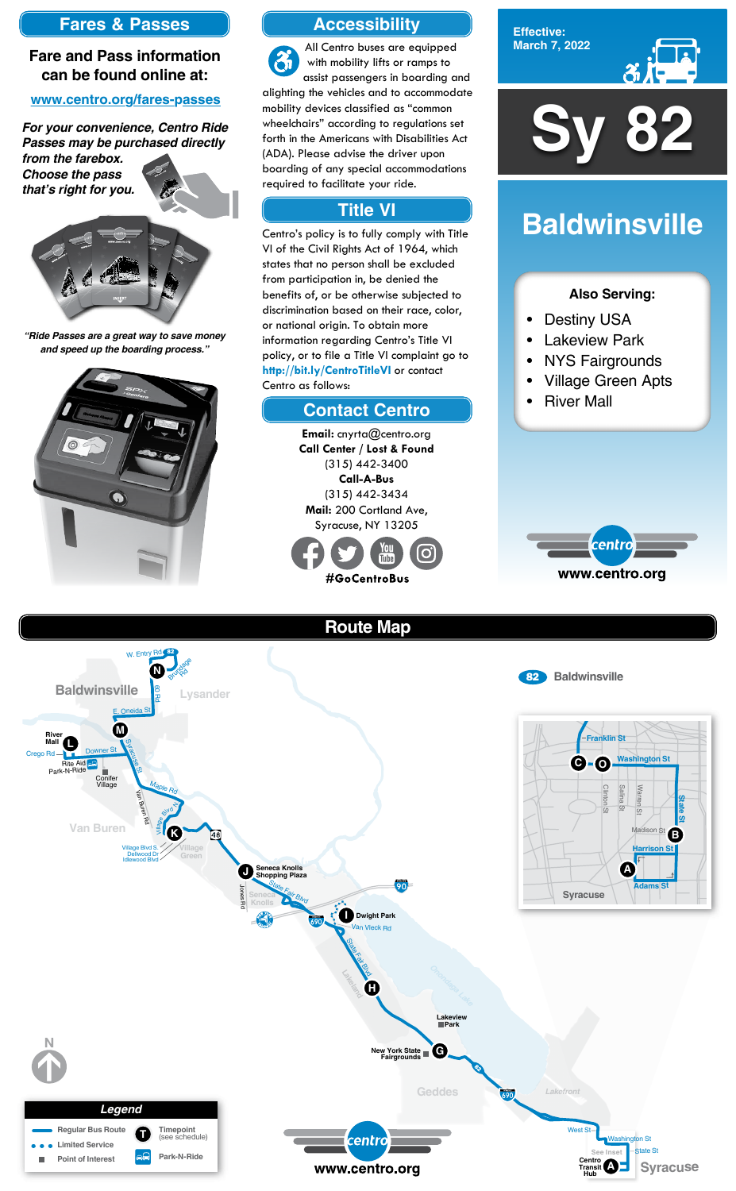## Fares & Passes

**Fare and Pass information can be found online at:**

www.centro.org/fares-passes

*For your convenience, Centro Ride Passes may be purchased directly from the farebox. Choose the pass that's right for you.*

*"Ride Passes are a great way to save money and speed up the boarding process."*

## Accessibility

All Centro buses are equipped with mobility lifts or ramps to assist passengers in boarding and alighting the vehicles and to accommodate mobility devices classified as "common wheelchairs" according to regulations set forth in the Americans with Disabilities Act (ADA). Please advise the driver upon boarding of any special accommodations required to facilitate your ride.

## Title VI

Centro's policy is to fully comply with Title VI of the Civil Rights Act of 1964, which states that no person shall be excluded from participation in, be denied the benefits of, or be otherwise subjected to discrimination based on their race, color, or national origin. To obtain more information regarding Centro's Title VI policy, or to file a Title VI complaint go to **http://bit.ly/CentroTitleVI** or contact Centro as follows:

## Contact Centro

**Email:** cnyrta@centro.org

**Call Center / Lost & Found**
(315) 442-3400

**Call-A-Bus**
(315) 442-3434

**Mail:** 200 Cortland Ave, Syracuse, NY 13205

#GoCentroBus

**Effective:** March 7, 2022

# Sy 82

## Baldwinsville

**Also Serving:**

- Destiny USA
- Lakeview Park
- NYS Fairgrounds
- Village Green Apts
- River Mall

www.centro.org

## Route Map

82 Baldwinsville

Timepoints: N – W. Entry Rd / Baldwinsville; M – E. Oneida St / Syracuse St; L – River Mall; K – Village Green; J – Seneca Knolls Shopping Plaza; I – Dwight Park; H – State Fair Blvd; G – New York State Fairgrounds; A – Centro Transit Hub; B – State St / Madison St; C/O – Franklin St / Washington St

**Legend**

- Regular Bus Route
- Limited Service
- Point of Interest
- Timepoint (see schedule)
- Park-N-Ride

www.centro.org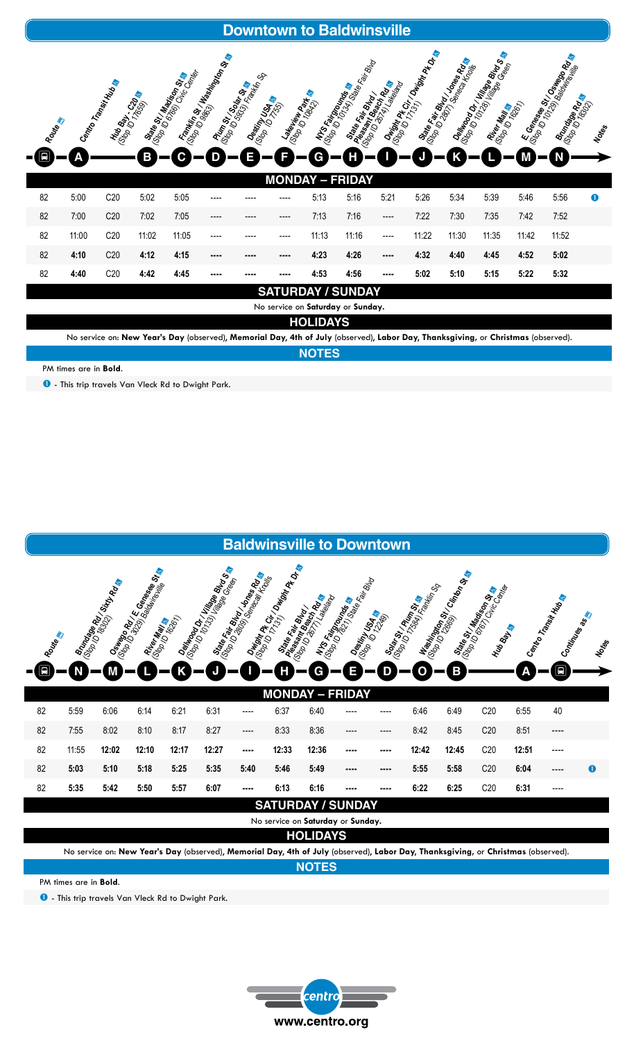# Downtown to Baldwinsville

| Route | A: Centro Transit Hub | Hub Bay - C20 (Stop ID 17659) | B: State St / Madison St (Stop ID 6766) Civic Center | C: Franklin St / Washington St (Stop ID 9863) | D: Plum St / Solar St (Stop ID 5933) Franklin Sq | E: Destiny USA (Stop ID 7755) | F: Lakeview Park (Stop ID 10842) | G: NYS Fairgrounds (Stop ID 10134) State Fair Blvd | H: State Fair Blvd / Pleasant Beach Rd (Stop ID 2674) Lakeland | I: Dwight Pk Cir / Dwight Pk Dr (Stop ID 17131) | J: State Fair Blvd / Jones Rd (Stop ID 2807) Seneca Knolls | K: Dellwood Dr / Village Blvd S (Stop ID 10128) Village Green | L: River Mall (Stop ID 16261) | M: E Genesee St / Oswego Rd (Stop ID 10129) Baldwinsville | N: Brundage Rd (Stop ID 18302) | Notes |
|---|---|---|---|---|---|---|---|---|---|---|---|---|---|---|---|---|
| **MONDAY – FRIDAY** | | | | | | | | | | | | | | | | |
| 82 | 5:00 | C20 | 5:02 | 5:05 | ---- | ---- | ---- | 5:13 | 5:16 | 5:21 | 5:26 | 5:34 | 5:39 | 5:46 | 5:56 | 1 |
| 82 | 7:00 | C20 | 7:02 | 7:05 | ---- | ---- | ---- | 7:13 | 7:16 | ---- | 7:22 | 7:30 | 7:35 | 7:42 | 7:52 | |
| 82 | 11:00 | C20 | 11:02 | 11:05 | ---- | ---- | ---- | 11:13 | 11:16 | ---- | 11:22 | 11:30 | 11:35 | 11:42 | 11:52 | |
| 82 | **4:10** | C20 | **4:12** | **4:15** | ---- | ---- | ---- | **4:23** | **4:26** | ---- | **4:32** | **4:40** | **4:45** | **4:52** | **5:02** | |
| 82 | **4:40** | C20 | **4:42** | **4:45** | ---- | ---- | ---- | **4:53** | **4:56** | ---- | **5:02** | **5:10** | **5:15** | **5:22** | **5:32** | |

## SATURDAY / SUNDAY

No service on **Saturday** or **Sunday**.

## HOLIDAYS

No service on: **New Year's Day** (observed), **Memorial Day**, **4th of July** (observed), **Labor Day**, **Thanksgiving**, or **Christmas** (observed).

## NOTES

PM times are in **Bold**.

1 - This trip travels Van Vleck Rd to Dwight Park.

# Baldwinsville to Downtown

| Route | N: Brundage Rd / Sixty Rd (Stop ID 18302) | M: Oswego Rd / E Genesee St (Stop ID 3029) Baldwinsville | L: River Mall (Stop ID 16261) | K: Dellwood Dr / Village Blvd S (Stop ID 10133) Village Green | J: State Fair Blvd / Jones Rd (Stop ID 2809) Seneca Knolls | I: Dwight Pk Cir / Dwight Pk Dr (Stop ID 17131) | H: State Fair Blvd / Pleasant Beach Rd (Stop ID 2677) Lakeland | G: NYS Fairgrounds (Stop ID 7821) State Fair Blvd | E: Destiny USA (Stop ID 12249) | D: Solar St / Plum St (Stop ID 17584) Franklin Sq | O: Washington St / Clinton St (Stop ID 12669) | B: State St / Madison St (Stop ID 6767) Civic Center | Hub Bay | A: Centro Transit Hub | Continues as | Notes |
|---|---|---|---|---|---|---|---|---|---|---|---|---|---|---|---|---|
| **MONDAY – FRIDAY** | | | | | | | | | | | | | | | | |
| 82 | 5:59 | 6:06 | 6:14 | 6:21 | 6:31 | ---- | 6:37 | 6:40 | ---- | ---- | 6:46 | 6:49 | C20 | 6:55 | 40 | |
| 82 | 7:55 | 8:02 | 8:10 | 8:17 | 8:27 | ---- | 8:33 | 8:36 | ---- | ---- | 8:42 | 8:45 | C20 | 8:51 | ---- | |
| 82 | 11:55 | **12:02** | **12:10** | **12:17** | **12:27** | ---- | **12:33** | **12:36** | ---- | ---- | **12:42** | **12:45** | C20 | **12:51** | ---- | |
| 82 | **5:03** | **5:10** | **5:18** | **5:25** | **5:35** | **5:40** | **5:46** | **5:49** | ---- | ---- | **5:55** | **5:58** | C20 | **6:04** | ---- | 1 |
| 82 | **5:35** | **5:42** | **5:50** | **5:57** | **6:07** | ---- | **6:13** | **6:16** | ---- | ---- | **6:22** | **6:25** | C20 | **6:31** | ---- | |

## SATURDAY / SUNDAY

No service on **Saturday** or **Sunday**.

## HOLIDAYS

No service on: **New Year's Day** (observed), **Memorial Day**, **4th of July** (observed), **Labor Day**, **Thanksgiving**, or **Christmas** (observed).

## NOTES

PM times are in **Bold**.

1 - This trip travels Van Vleck Rd to Dwight Park.

centro

www.centro.org